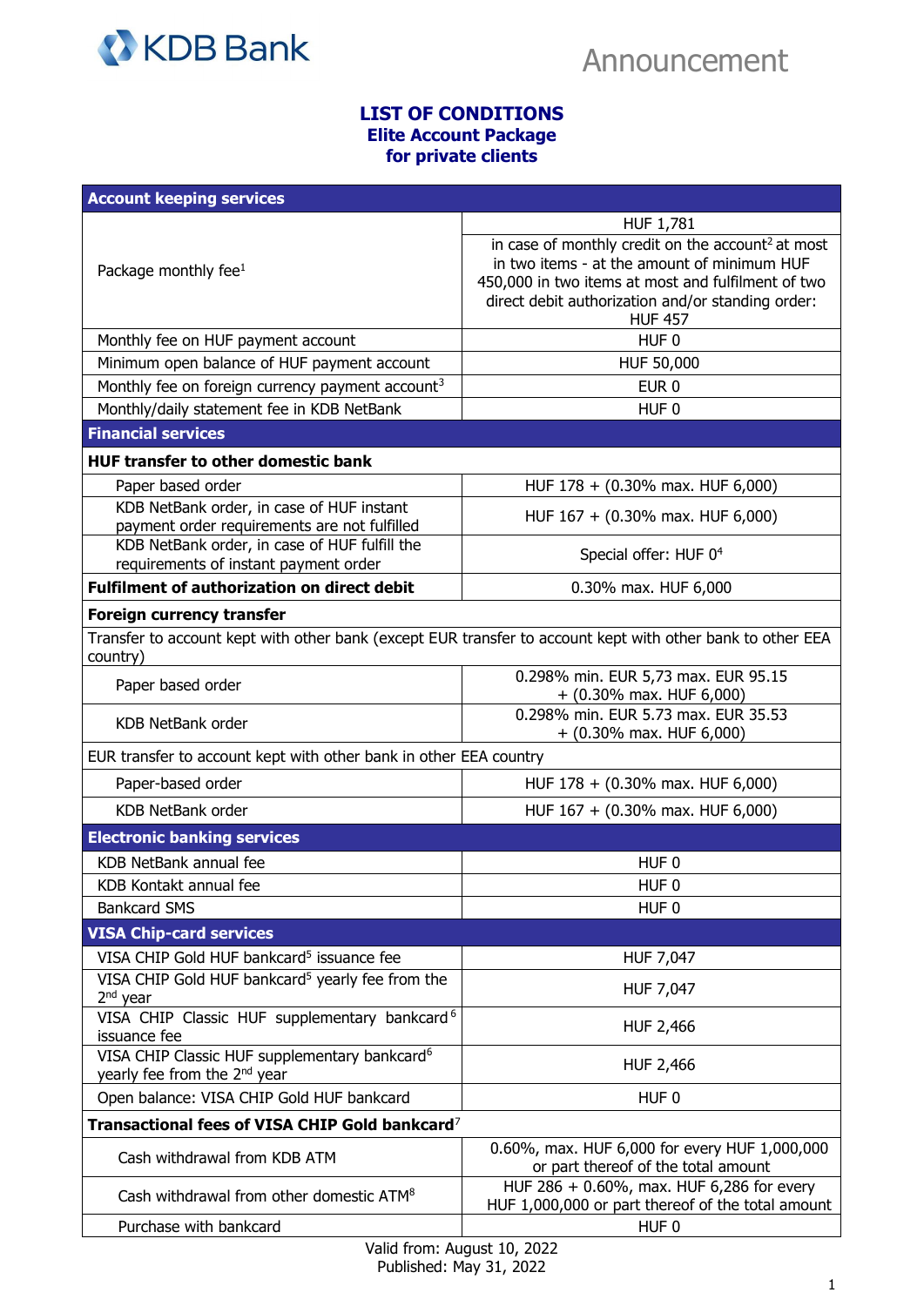KDB Bank

Announcement

# LIST OF CONDITIONS
## Elite Account Package
## for private clients

| Account keeping services | |
|---|---|
| Package monthly fee[1] | HUF 1,781<br>in case of monthly credit on the account[2] at most in two items - at the amount of minimum HUF 450,000 in two items at most and fulfilment of two direct debit authorization and/or standing order: HUF 457 |
| Monthly fee on HUF payment account | HUF 0 |
| Minimum open balance of HUF payment account | HUF 50,000 |
| Monthly fee on foreign currency payment account[3] | EUR 0 |
| Monthly/daily statement fee in KDB NetBank | HUF 0 |
| **Financial services** | |
| **HUF transfer to other domestic bank** | |
| Paper based order | HUF 178 + (0.30% max. HUF 6,000) |
| KDB NetBank order, in case of HUF instant payment order requirements are not fulfilled | HUF 167 + (0.30% max. HUF 6,000) |
| KDB NetBank order, in case of HUF fulfill the requirements of instant payment order | Special offer: HUF 0[4] |
| **Fulfilment of authorization on direct debit** | 0.30% max. HUF 6,000 |
| **Foreign currency transfer** | |
| Transfer to account kept with other bank (except EUR transfer to account kept with other bank to other EEA country) | |
| Paper based order | 0.298% min. EUR 5,73 max. EUR 95.15 + (0.30% max. HUF 6,000) |
| KDB NetBank order | 0.298% min. EUR 5.73 max. EUR 35.53 + (0.30% max. HUF 6,000) |
| EUR transfer to account kept with other bank in other EEA country | |
| Paper-based order | HUF 178 + (0.30% max. HUF 6,000) |
| KDB NetBank order | HUF 167 + (0.30% max. HUF 6,000) |
| **Electronic banking services** | |
| KDB NetBank annual fee | HUF 0 |
| KDB Kontakt annual fee | HUF 0 |
| Bankcard SMS | HUF 0 |
| **VISA Chip-card services** | |
| VISA CHIP Gold HUF bankcard[5] issuance fee | HUF 7,047 |
| VISA CHIP Gold HUF bankcard[5] yearly fee from the 2nd year | HUF 7,047 |
| VISA CHIP Classic HUF supplementary bankcard[6] issuance fee | HUF 2,466 |
| VISA CHIP Classic HUF supplementary bankcard[6] yearly fee from the 2nd year | HUF 2,466 |
| Open balance: VISA CHIP Gold HUF bankcard | HUF 0 |
| **Transactional fees of VISA CHIP Gold bankcard[7]** | |
| Cash withdrawal from KDB ATM | 0.60%, max. HUF 6,000 for every HUF 1,000,000 or part thereof of the total amount |
| Cash withdrawal from other domestic ATM[8] | HUF 286 + 0.60%, max. HUF 6,286 for every HUF 1,000,000 or part thereof of the total amount |
| Purchase with bankcard | HUF 0 |

Valid from: August 10, 2022
Published: May 31, 2022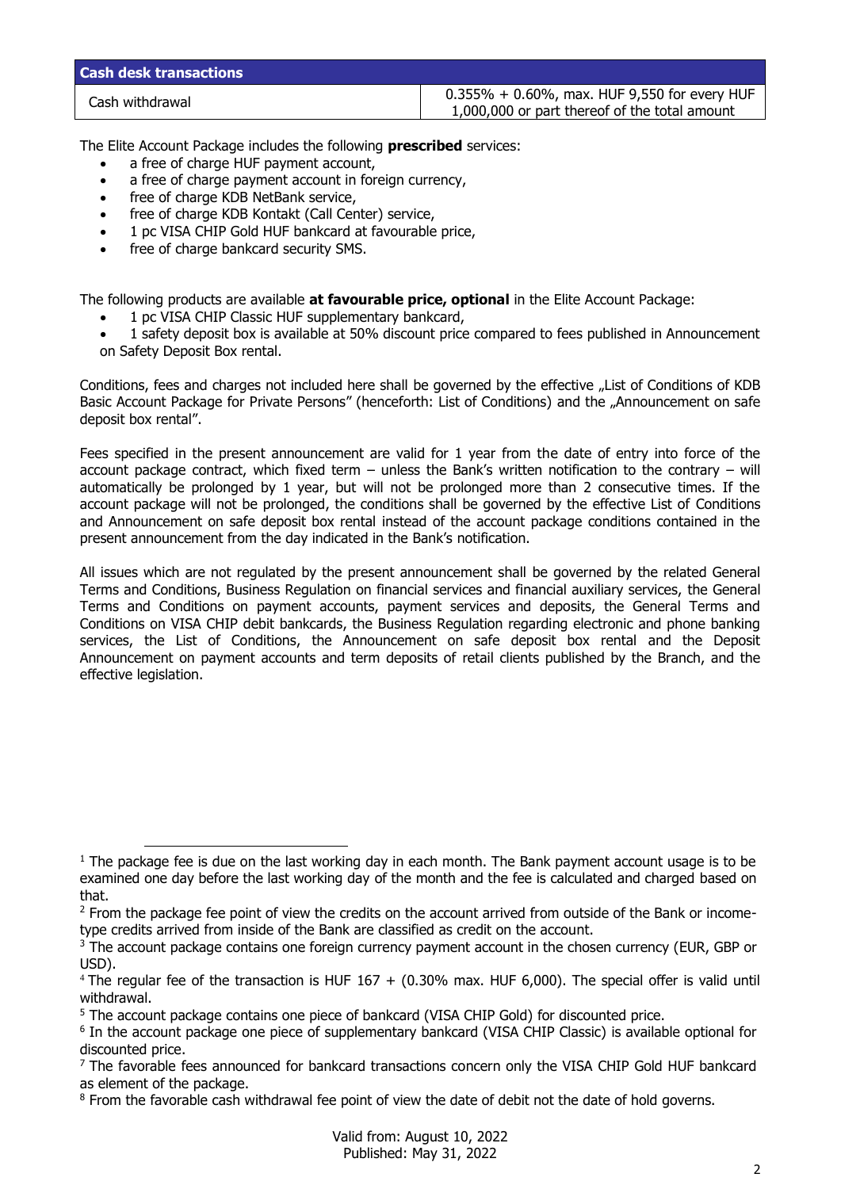| Cash desk transactions | |
|---|---|
| Cash withdrawal | 0.355% + 0.60%, max. HUF 9,550 for every HUF 1,000,000 or part thereof of the total amount |

The Elite Account Package includes the following **prescribed** services:

- a free of charge HUF payment account,
- a free of charge payment account in foreign currency,
- free of charge KDB NetBank service,
- free of charge KDB Kontakt (Call Center) service,
- 1 pc VISA CHIP Gold HUF bankcard at favourable price,
- free of charge bankcard security SMS.

The following products are available **at favourable price, optional** in the Elite Account Package:

- 1 pc VISA CHIP Classic HUF supplementary bankcard,
- 1 safety deposit box is available at 50% discount price compared to fees published in Announcement on Safety Deposit Box rental.

Conditions, fees and charges not included here shall be governed by the effective „List of Conditions of KDB Basic Account Package for Private Persons" (henceforth: List of Conditions) and the „Announcement on safe deposit box rental".

Fees specified in the present announcement are valid for 1 year from the date of entry into force of the account package contract, which fixed term – unless the Bank's written notification to the contrary – will automatically be prolonged by 1 year, but will not be prolonged more than 2 consecutive times. If the account package will not be prolonged, the conditions shall be governed by the effective List of Conditions and Announcement on safe deposit box rental instead of the account package conditions contained in the present announcement from the day indicated in the Bank's notification.

All issues which are not regulated by the present announcement shall be governed by the related General Terms and Conditions, Business Regulation on financial services and financial auxiliary services, the General Terms and Conditions on payment accounts, payment services and deposits, the General Terms and Conditions on VISA CHIP debit bankcards, the Business Regulation regarding electronic and phone banking services, the List of Conditions, the Announcement on safe deposit box rental and the Deposit Announcement on payment accounts and term deposits of retail clients published by the Branch, and the effective legislation.

[1] The package fee is due on the last working day in each month. The Bank payment account usage is to be examined one day before the last working day of the month and the fee is calculated and charged based on that.

[2] From the package fee point of view the credits on the account arrived from outside of the Bank or income-type credits arrived from inside of the Bank are classified as credit on the account.

[3] The account package contains one foreign currency payment account in the chosen currency (EUR, GBP or USD).

[4] The regular fee of the transaction is HUF 167 + (0.30% max. HUF 6,000). The special offer is valid until withdrawal.

[5] The account package contains one piece of bankcard (VISA CHIP Gold) for discounted price.

[6] In the account package one piece of supplementary bankcard (VISA CHIP Classic) is available optional for discounted price.

[7] The favorable fees announced for bankcard transactions concern only the VISA CHIP Gold HUF bankcard as element of the package.

[8] From the favorable cash withdrawal fee point of view the date of debit not the date of hold governs.

Valid from: August 10, 2022
Published: May 31, 2022